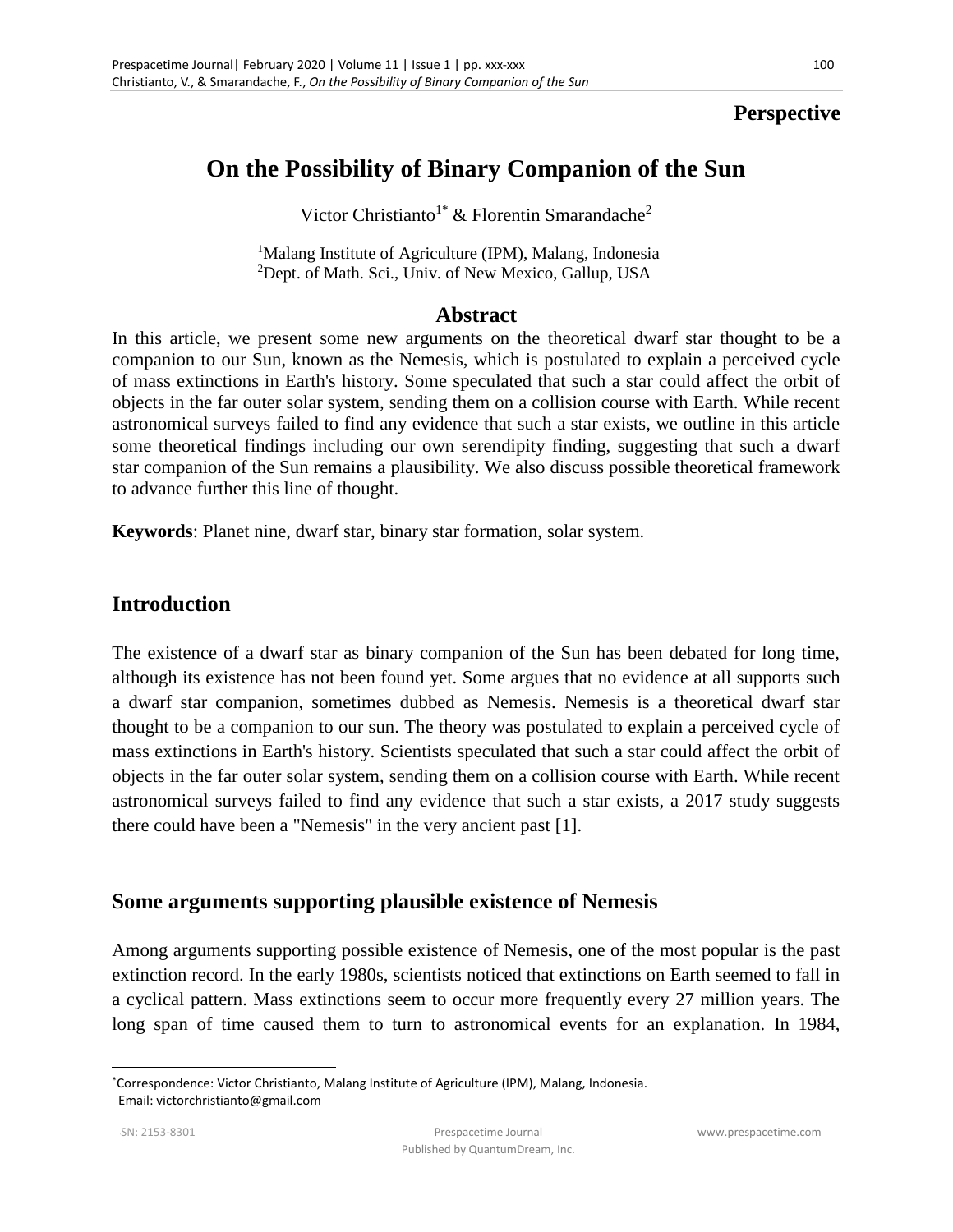**Perspective**

# On the Possibility of Binary Companion of the Sun

Victor Christianto[1*] & Florentin Smarandache[2]

[1]Malang Institute of Agriculture (IPM), Malang, Indonesia
[2]Dept. of Math. Sci., Univ. of New Mexico, Gallup, USA

## Abstract

In this article, we present some new arguments on the theoretical dwarf star thought to be a companion to our Sun, known as the Nemesis, which is postulated to explain a perceived cycle of mass extinctions in Earth's history. Some speculated that such a star could affect the orbit of objects in the far outer solar system, sending them on a collision course with Earth. While recent astronomical surveys failed to find any evidence that such a star exists, we outline in this article some theoretical findings including our own serendipity finding, suggesting that such a dwarf star companion of the Sun remains a plausibility. We also discuss possible theoretical framework to advance further this line of thought.

**Keywords**: Planet nine, dwarf star, binary star formation, solar system.

## Introduction

The existence of a dwarf star as binary companion of the Sun has been debated for long time, although its existence has not been found yet. Some argues that no evidence at all supports such a dwarf star companion, sometimes dubbed as Nemesis. Nemesis is a theoretical dwarf star thought to be a companion to our sun. The theory was postulated to explain a perceived cycle of mass extinctions in Earth's history. Scientists speculated that such a star could affect the orbit of objects in the far outer solar system, sending them on a collision course with Earth. While recent astronomical surveys failed to find any evidence that such a star exists, a 2017 study suggests there could have been a "Nemesis" in the very ancient past [1].

## Some arguments supporting plausible existence of Nemesis

Among arguments supporting possible existence of Nemesis, one of the most popular is the past extinction record. In the early 1980s, scientists noticed that extinctions on Earth seemed to fall in a cyclical pattern. Mass extinctions seem to occur more frequently every 27 million years. The long span of time caused them to turn to astronomical events for an explanation. In 1984,

---

*Correspondence: Victor Christianto, Malang Institute of Agriculture (IPM), Malang, Indonesia. Email: victorchristianto@gmail.com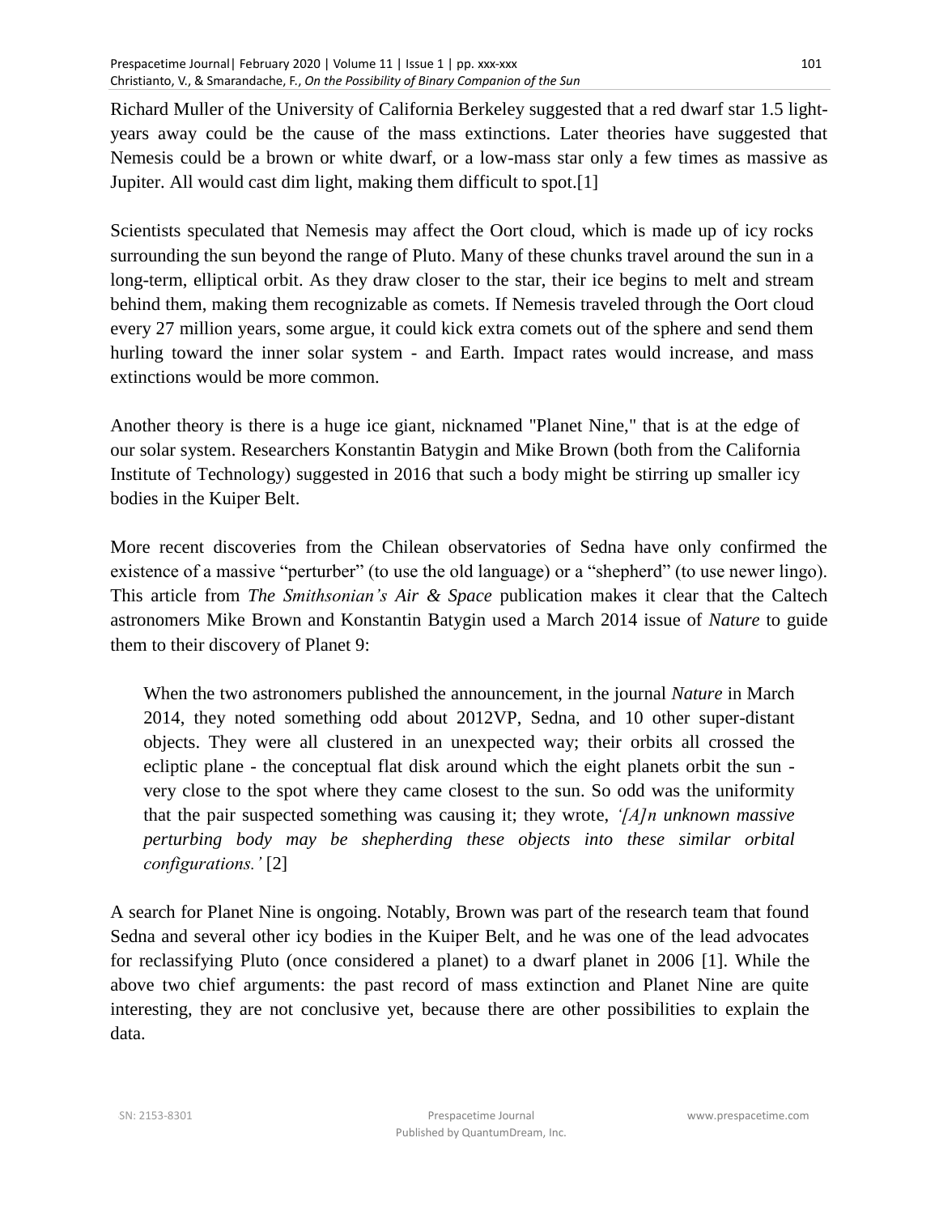Richard Muller of the University of California Berkeley suggested that a red dwarf star 1.5 light-years away could be the cause of the mass extinctions. Later theories have suggested that Nemesis could be a brown or white dwarf, or a low-mass star only a few times as massive as Jupiter. All would cast dim light, making them difficult to spot.[1]

Scientists speculated that Nemesis may affect the Oort cloud, which is made up of icy rocks surrounding the sun beyond the range of Pluto. Many of these chunks travel around the sun in a long-term, elliptical orbit. As they draw closer to the star, their ice begins to melt and stream behind them, making them recognizable as comets. If Nemesis traveled through the Oort cloud every 27 million years, some argue, it could kick extra comets out of the sphere and send them hurling toward the inner solar system - and Earth. Impact rates would increase, and mass extinctions would be more common.

Another theory is there is a huge ice giant, nicknamed "Planet Nine," that is at the edge of our solar system. Researchers Konstantin Batygin and Mike Brown (both from the California Institute of Technology) suggested in 2016 that such a body might be stirring up smaller icy bodies in the Kuiper Belt.

More recent discoveries from the Chilean observatories of Sedna have only confirmed the existence of a massive "perturber" (to use the old language) or a "shepherd" (to use newer lingo). This article from *The Smithsonian's Air & Space* publication makes it clear that the Caltech astronomers Mike Brown and Konstantin Batygin used a March 2014 issue of *Nature* to guide them to their discovery of Planet 9:

> When the two astronomers published the announcement, in the journal *Nature* in March 2014, they noted something odd about 2012VP, Sedna, and 10 other super-distant objects. They were all clustered in an unexpected way; their orbits all crossed the ecliptic plane - the conceptual flat disk around which the eight planets orbit the sun - very close to the spot where they came closest to the sun. So odd was the uniformity that the pair suspected something was causing it; they wrote, *'[A]n unknown massive perturbing body may be shepherding these objects into these similar orbital configurations.'* [2]

A search for Planet Nine is ongoing. Notably, Brown was part of the research team that found Sedna and several other icy bodies in the Kuiper Belt, and he was one of the lead advocates for reclassifying Pluto (once considered a planet) to a dwarf planet in 2006 [1]. While the above two chief arguments: the past record of mass extinction and Planet Nine are quite interesting, they are not conclusive yet, because there are other possibilities to explain the data.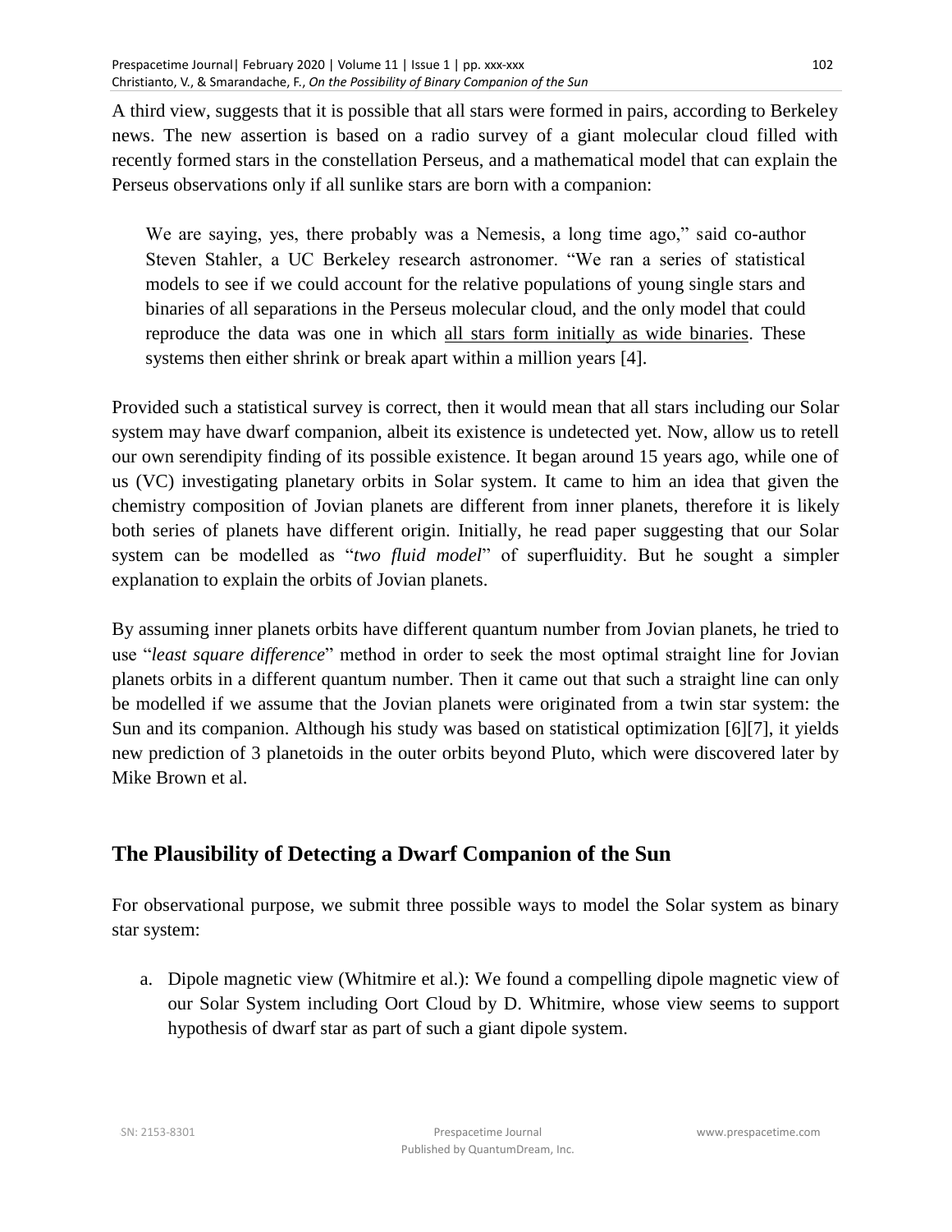A third view, suggests that it is possible that all stars were formed in pairs, according to Berkeley news. The new assertion is based on a radio survey of a giant molecular cloud filled with recently formed stars in the constellation Perseus, and a mathematical model that can explain the Perseus observations only if all sunlike stars are born with a companion:

> We are saying, yes, there probably was a Nemesis, a long time ago," said co-author Steven Stahler, a UC Berkeley research astronomer. "We ran a series of statistical models to see if we could account for the relative populations of young single stars and binaries of all separations in the Perseus molecular cloud, and the only model that could reproduce the data was one in which <u>all stars form initially as wide binaries</u>. These systems then either shrink or break apart within a million years [4].

Provided such a statistical survey is correct, then it would mean that all stars including our Solar system may have dwarf companion, albeit its existence is undetected yet. Now, allow us to retell our own serendipity finding of its possible existence. It began around 15 years ago, while one of us (VC) investigating planetary orbits in Solar system. It came to him an idea that given the chemistry composition of Jovian planets are different from inner planets, therefore it is likely both series of planets have different origin. Initially, he read paper suggesting that our Solar system can be modelled as "*two fluid model*" of superfluidity. But he sought a simpler explanation to explain the orbits of Jovian planets.

By assuming inner planets orbits have different quantum number from Jovian planets, he tried to use "*least square difference*" method in order to seek the most optimal straight line for Jovian planets orbits in a different quantum number. Then it came out that such a straight line can only be modelled if we assume that the Jovian planets were originated from a twin star system: the Sun and its companion. Although his study was based on statistical optimization [6][7], it yields new prediction of 3 planetoids in the outer orbits beyond Pluto, which were discovered later by Mike Brown et al.

## The Plausibility of Detecting a Dwarf Companion of the Sun

For observational purpose, we submit three possible ways to model the Solar system as binary star system:

a. Dipole magnetic view (Whitmire et al.): We found a compelling dipole magnetic view of our Solar System including Oort Cloud by D. Whitmire, whose view seems to support hypothesis of dwarf star as part of such a giant dipole system.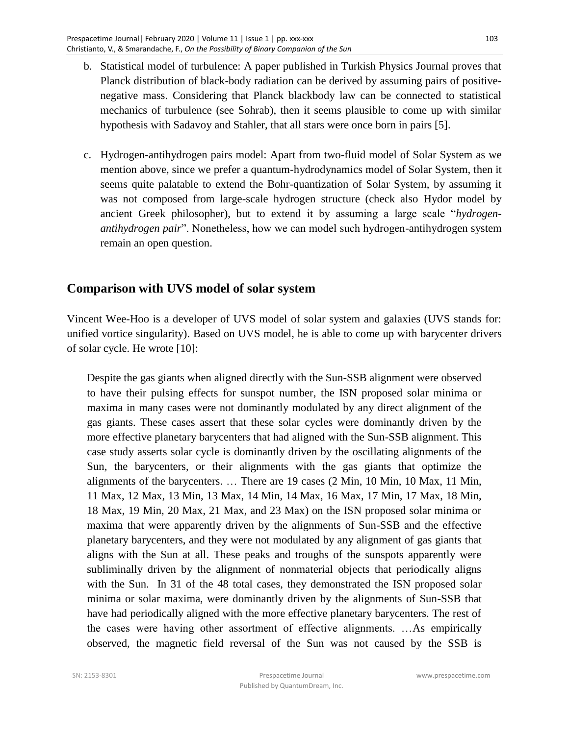b. Statistical model of turbulence: A paper published in Turkish Physics Journal proves that Planck distribution of black-body radiation can be derived by assuming pairs of positive-negative mass. Considering that Planck blackbody law can be connected to statistical mechanics of turbulence (see Sohrab), then it seems plausible to come up with similar hypothesis with Sadavoy and Stahler, that all stars were once born in pairs [5].

c. Hydrogen-antihydrogen pairs model: Apart from two-fluid model of Solar System as we mention above, since we prefer a quantum-hydrodynamics model of Solar System, then it seems quite palatable to extend the Bohr-quantization of Solar System, by assuming it was not composed from large-scale hydrogen structure (check also Hydor model by ancient Greek philosopher), but to extend it by assuming a large scale "*hydrogen-antihydrogen pair*". Nonetheless, how we can model such hydrogen-antihydrogen system remain an open question.

## Comparison with UVS model of solar system

Vincent Wee-Hoo is a developer of UVS model of solar system and galaxies (UVS stands for: unified vortice singularity). Based on UVS model, he is able to come up with barycenter drivers of solar cycle. He wrote [10]:

> Despite the gas giants when aligned directly with the Sun-SSB alignment were observed to have their pulsing effects for sunspot number, the ISN proposed solar minima or maxima in many cases were not dominantly modulated by any direct alignment of the gas giants. These cases assert that these solar cycles were dominantly driven by the more effective planetary barycenters that had aligned with the Sun-SSB alignment. This case study asserts solar cycle is dominantly driven by the oscillating alignments of the Sun, the barycenters, or their alignments with the gas giants that optimize the alignments of the barycenters. … There are 19 cases (2 Min, 10 Min, 10 Max, 11 Min, 11 Max, 12 Max, 13 Min, 13 Max, 14 Min, 14 Max, 16 Max, 17 Min, 17 Max, 18 Min, 18 Max, 19 Min, 20 Max, 21 Max, and 23 Max) on the ISN proposed solar minima or maxima that were apparently driven by the alignments of Sun-SSB and the effective planetary barycenters, and they were not modulated by any alignment of gas giants that aligns with the Sun at all. These peaks and troughs of the sunspots apparently were subliminally driven by the alignment of nonmaterial objects that periodically aligns with the Sun. In 31 of the 48 total cases, they demonstrated the ISN proposed solar minima or solar maxima, were dominantly driven by the alignments of Sun-SSB that have had periodically aligned with the more effective planetary barycenters. The rest of the cases were having other assortment of effective alignments. …As empirically observed, the magnetic field reversal of the Sun was not caused by the SSB is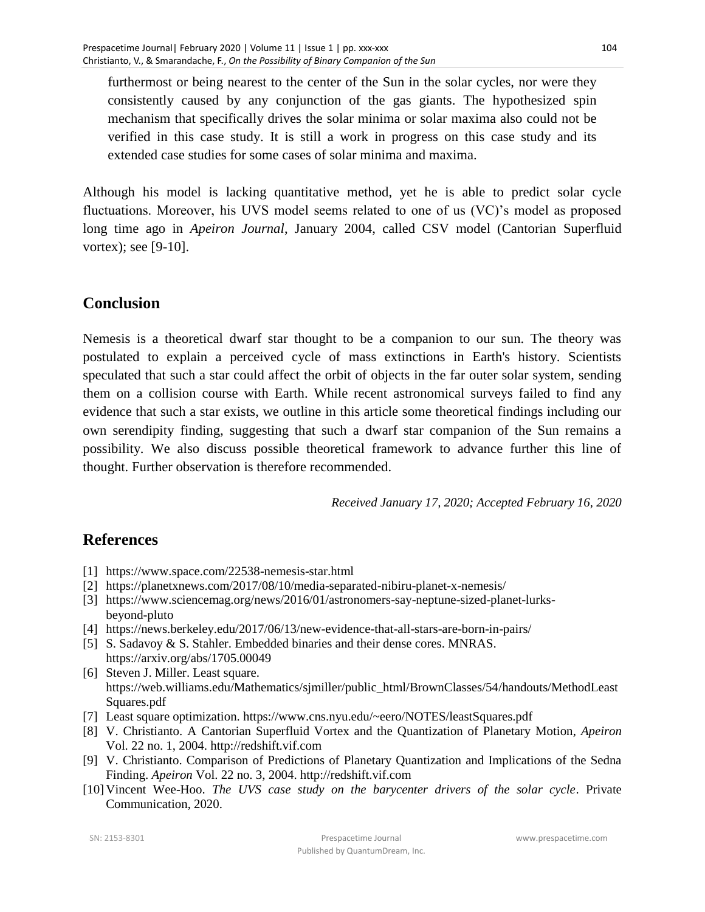> furthermost or being nearest to the center of the Sun in the solar cycles, nor were they consistently caused by any conjunction of the gas giants. The hypothesized spin mechanism that specifically drives the solar minima or solar maxima also could not be verified in this case study. It is still a work in progress on this case study and its extended case studies for some cases of solar minima and maxima.

Although his model is lacking quantitative method, yet he is able to predict solar cycle fluctuations. Moreover, his UVS model seems related to one of us (VC)'s model as proposed long time ago in *Apeiron Journal*, January 2004, called CSV model (Cantorian Superfluid vortex); see [9-10].

## Conclusion

Nemesis is a theoretical dwarf star thought to be a companion to our sun. The theory was postulated to explain a perceived cycle of mass extinctions in Earth's history. Scientists speculated that such a star could affect the orbit of objects in the far outer solar system, sending them on a collision course with Earth. While recent astronomical surveys failed to find any evidence that such a star exists, we outline in this article some theoretical findings including our own serendipity finding, suggesting that such a dwarf star companion of the Sun remains a possibility. We also discuss possible theoretical framework to advance further this line of thought. Further observation is therefore recommended.

*Received January 17, 2020; Accepted February 16, 2020*

## References

[1] https://www.space.com/22538-nemesis-star.html
[2] https://planetxnews.com/2017/08/10/media-separated-nibiru-planet-x-nemesis/
[3] https://www.sciencemag.org/news/2016/01/astronomers-say-neptune-sized-planet-lurks-beyond-pluto
[4] https://news.berkeley.edu/2017/06/13/new-evidence-that-all-stars-are-born-in-pairs/
[5] S. Sadavoy & S. Stahler. Embedded binaries and their dense cores. MNRAS. https://arxiv.org/abs/1705.00049
[6] Steven J. Miller. Least square. https://web.williams.edu/Mathematics/sjmiller/public_html/BrownClasses/54/handouts/MethodLeastSquares.pdf
[7] Least square optimization. https://www.cns.nyu.edu/~eero/NOTES/leastSquares.pdf
[8] V. Christianto. A Cantorian Superfluid Vortex and the Quantization of Planetary Motion, *Apeiron* Vol. 22 no. 1, 2004. http://redshift.vif.com
[9] V. Christianto. Comparison of Predictions of Planetary Quantization and Implications of the Sedna Finding. *Apeiron* Vol. 22 no. 3, 2004. http://redshift.vif.com
[10] Vincent Wee-Hoo. *The UVS case study on the barycenter drivers of the solar cycle*. Private Communication, 2020.